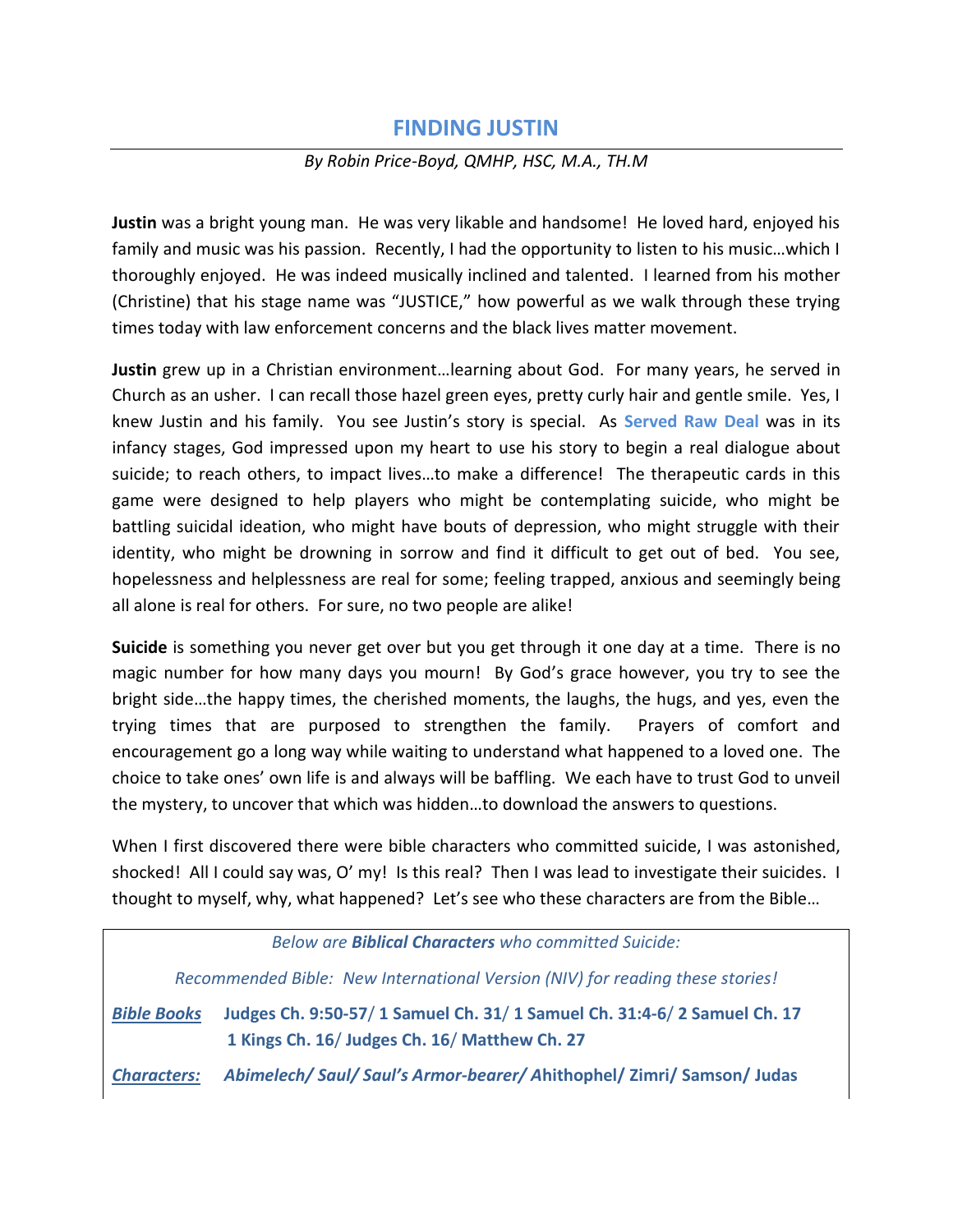# FINDING JUSTIN

*By Robin Price-Boyd, QMHP, HSC, M.A., TH.M*

**Justin** was a bright young man. He was very likable and handsome! He loved hard, enjoyed his family and music was his passion. Recently, I had the opportunity to listen to his music…which I thoroughly enjoyed. He was indeed musically inclined and talented. I learned from his mother (Christine) that his stage name was "JUSTICE," how powerful as we walk through these trying times today with law enforcement concerns and the black lives matter movement.

**Justin** grew up in a Christian environment…learning about God. For many years, he served in Church as an usher. I can recall those hazel green eyes, pretty curly hair and gentle smile. Yes, I knew Justin and his family. You see Justin's story is special. As **Served Raw Deal** was in its infancy stages, God impressed upon my heart to use his story to begin a real dialogue about suicide; to reach others, to impact lives…to make a difference! The therapeutic cards in this game were designed to help players who might be contemplating suicide, who might be battling suicidal ideation, who might have bouts of depression, who might struggle with their identity, who might be drowning in sorrow and find it difficult to get out of bed. You see, hopelessness and helplessness are real for some; feeling trapped, anxious and seemingly being all alone is real for others. For sure, no two people are alike!

**Suicide** is something you never get over but you get through it one day at a time. There is no magic number for how many days you mourn! By God's grace however, you try to see the bright side…the happy times, the cherished moments, the laughs, the hugs, and yes, even the trying times that are purposed to strengthen the family. Prayers of comfort and encouragement go a long way while waiting to understand what happened to a loved one. The choice to take ones' own life is and always will be baffling. We each have to trust God to unveil the mystery, to uncover that which was hidden…to download the answers to questions.

When I first discovered there were bible characters who committed suicide, I was astonished, shocked! All I could say was, O' my! Is this real? Then I was lead to investigate their suicides. I thought to myself, why, what happened? Let's see who these characters are from the Bible…

*Below are **Biblical Characters** who committed Suicide:*

*Recommended Bible: New International Version (NIV) for reading these stories!*

***Bible Books*** **Judges Ch. 9:50-57/ 1 Samuel Ch. 31/ 1 Samuel Ch. 31:4-6/ 2 Samuel Ch. 17 1 Kings Ch. 16/ Judges Ch. 16/ Matthew Ch. 27**

***Characters:*** ***Abimelech/ Saul/ Saul's Armor-bearer/*** **Ahithophel/ Zimri/ Samson/ Judas**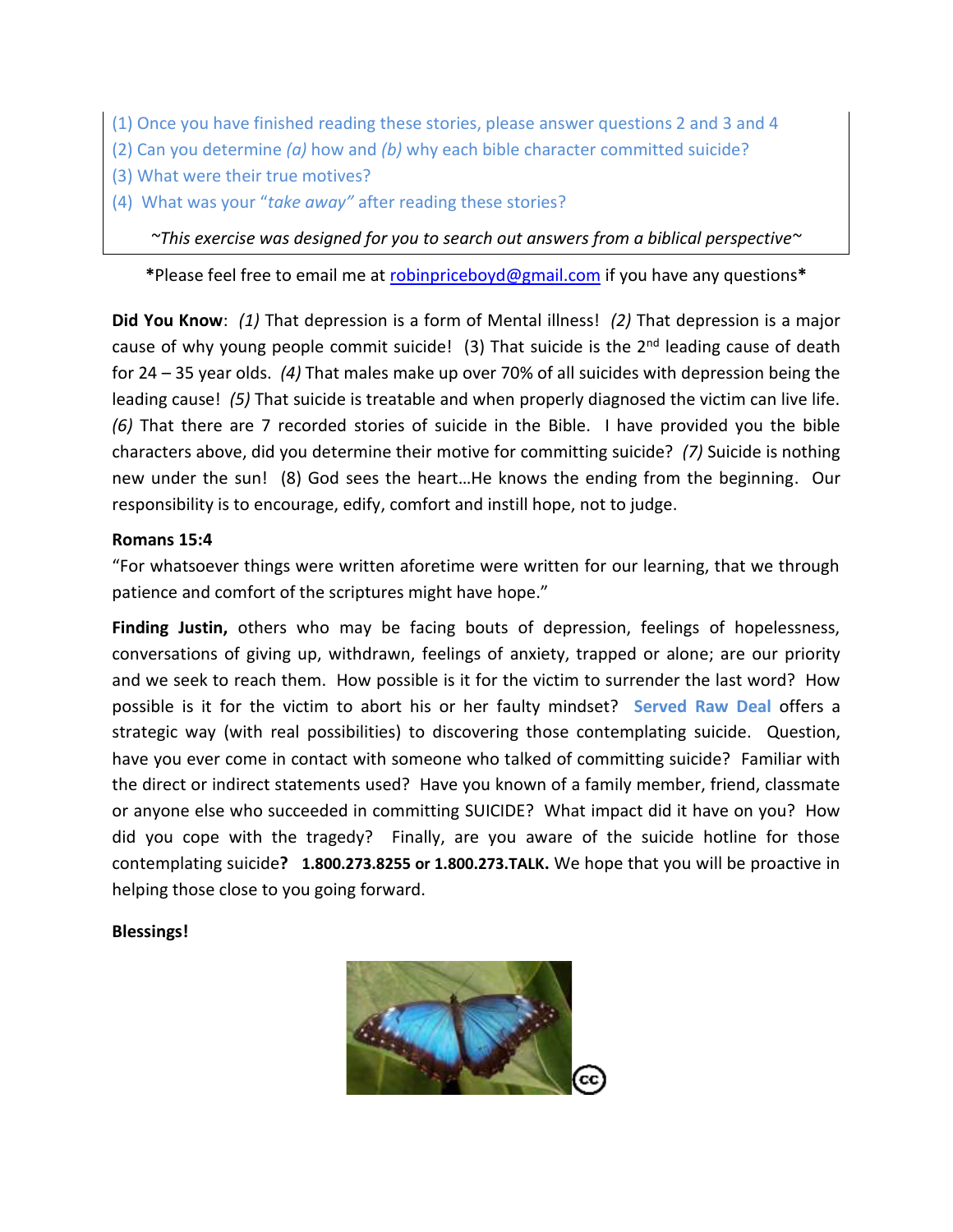(1) Once you have finished reading these stories, please answer questions 2 and 3 and 4

(2) Can you determine *(a)* how and *(b)* why each bible character committed suicide?

(3) What were their true motives?

(4) What was your *"take away"* after reading these stories?

*~This exercise was designed for you to search out answers from a biblical perspective~*

**\***Please feel free to email me at robinpriceboyd@gmail.com if you have any questions**\***

**Did You Know**: *(1)* That depression is a form of Mental illness! *(2)* That depression is a major cause of why young people commit suicide! (3) That suicide is the 2nd leading cause of death for 24 – 35 year olds. *(4)* That males make up over 70% of all suicides with depression being the leading cause! *(5)* That suicide is treatable and when properly diagnosed the victim can live life. *(6)* That there are 7 recorded stories of suicide in the Bible. I have provided you the bible characters above, did you determine their motive for committing suicide? *(7)* Suicide is nothing new under the sun! (8) God sees the heart…He knows the ending from the beginning. Our responsibility is to encourage, edify, comfort and instill hope, not to judge.

**Romans 15:4**

"For whatsoever things were written aforetime were written for our learning, that we through patience and comfort of the scriptures might have hope."

**Finding Justin,** others who may be facing bouts of depression, feelings of hopelessness, conversations of giving up, withdrawn, feelings of anxiety, trapped or alone; are our priority and we seek to reach them. How possible is it for the victim to surrender the last word? How possible is it for the victim to abort his or her faulty mindset? **Served Raw Deal** offers a strategic way (with real possibilities) to discovering those contemplating suicide. Question, have you ever come in contact with someone who talked of committing suicide? Familiar with the direct or indirect statements used? Have you known of a family member, friend, classmate or anyone else who succeeded in committing SUICIDE? What impact did it have on you? How did you cope with the tragedy? Finally, are you aware of the suicide hotline for those contemplating suicide**?** **1.800.273.8255 or 1.800.273.TALK.** We hope that you will be proactive in helping those close to you going forward.

**Blessings!**